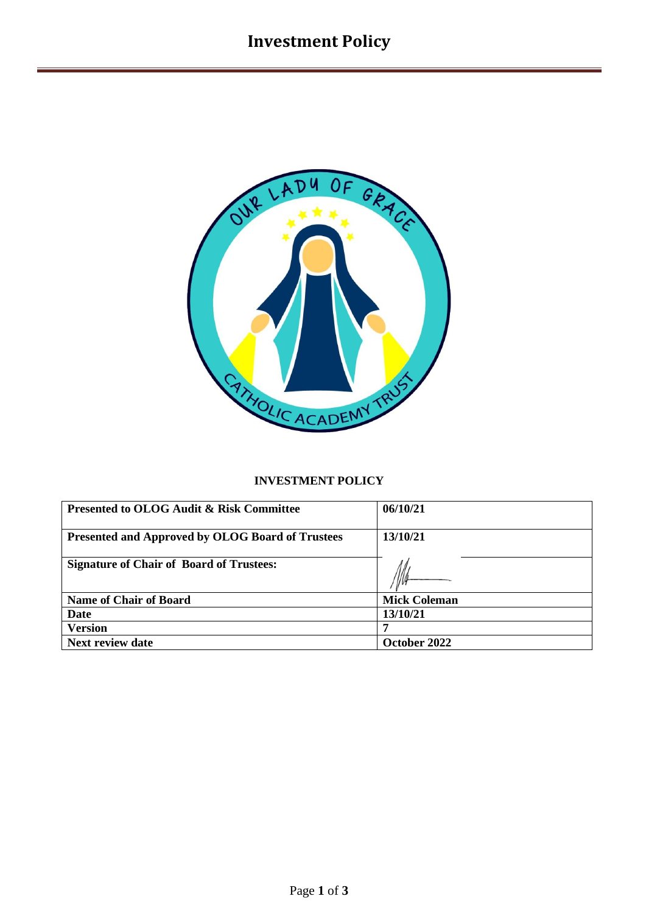# Investment Policy

**INVESTMENT POLICY**

| **Presented to OLOG Audit & Risk Committee** | **06/10/21** |
|---|---|
| **Presented and Approved by OLOG Board of Trustees** | **13/10/21** |
| **Signature of Chair of Board of Trustees:** | |
| **Name of Chair of Board** | **Mick Coleman** |
| **Date** | **13/10/21** |
| **Version** | **7** |
| **Next review date** | **October 2022** |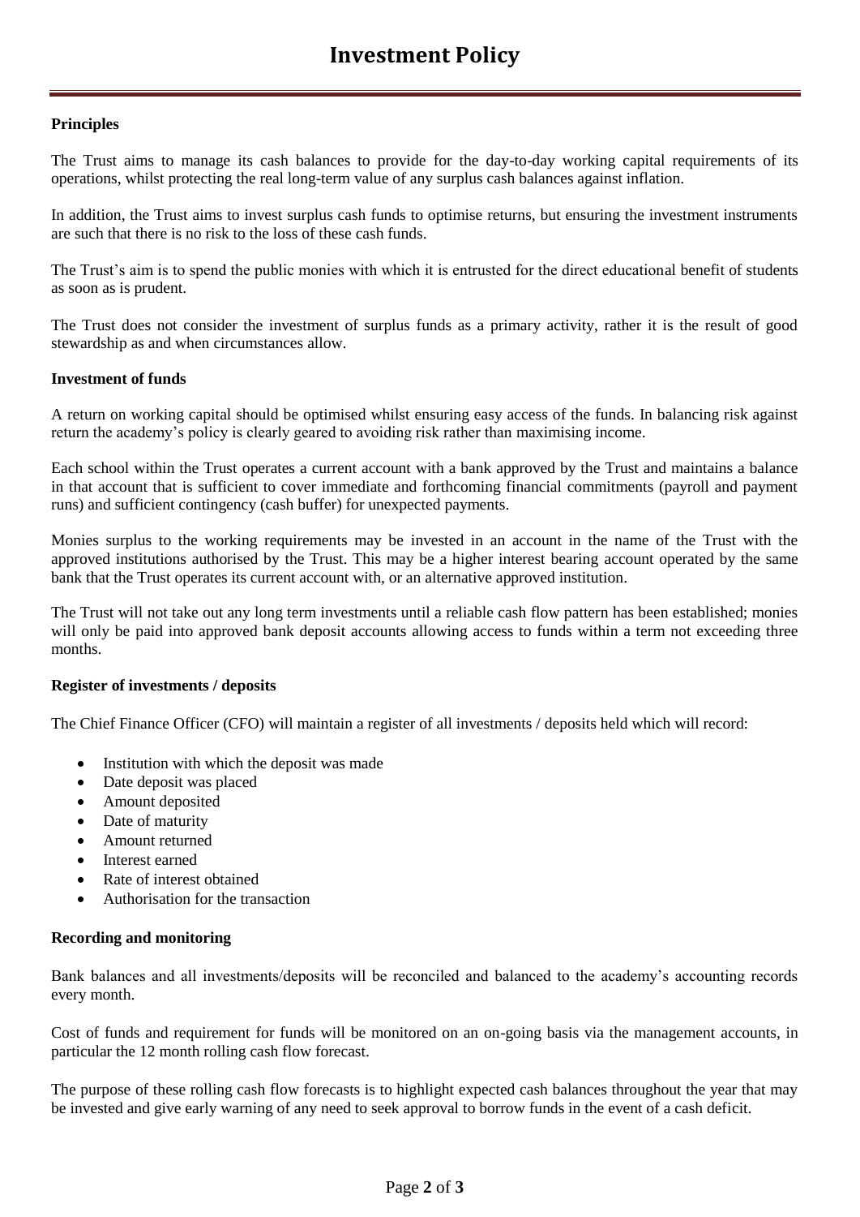# Investment Policy

**Principles**

The Trust aims to manage its cash balances to provide for the day-to-day working capital requirements of its operations, whilst protecting the real long-term value of any surplus cash balances against inflation.

In addition, the Trust aims to invest surplus cash funds to optimise returns, but ensuring the investment instruments are such that there is no risk to the loss of these cash funds.

The Trust's aim is to spend the public monies with which it is entrusted for the direct educational benefit of students as soon as is prudent.

The Trust does not consider the investment of surplus funds as a primary activity, rather it is the result of good stewardship as and when circumstances allow.

**Investment of funds**

A return on working capital should be optimised whilst ensuring easy access of the funds. In balancing risk against return the academy's policy is clearly geared to avoiding risk rather than maximising income.

Each school within the Trust operates a current account with a bank approved by the Trust and maintains a balance in that account that is sufficient to cover immediate and forthcoming financial commitments (payroll and payment runs) and sufficient contingency (cash buffer) for unexpected payments.

Monies surplus to the working requirements may be invested in an account in the name of the Trust with the approved institutions authorised by the Trust. This may be a higher interest bearing account operated by the same bank that the Trust operates its current account with, or an alternative approved institution.

The Trust will not take out any long term investments until a reliable cash flow pattern has been established; monies will only be paid into approved bank deposit accounts allowing access to funds within a term not exceeding three months.

**Register of investments / deposits**

The Chief Finance Officer (CFO) will maintain a register of all investments / deposits held which will record:

- Institution with which the deposit was made
- Date deposit was placed
- Amount deposited
- Date of maturity
- Amount returned
- Interest earned
- Rate of interest obtained
- Authorisation for the transaction

**Recording and monitoring**

Bank balances and all investments/deposits will be reconciled and balanced to the academy's accounting records every month.

Cost of funds and requirement for funds will be monitored on an on-going basis via the management accounts, in particular the 12 month rolling cash flow forecast.

The purpose of these rolling cash flow forecasts is to highlight expected cash balances throughout the year that may be invested and give early warning of any need to seek approval to borrow funds in the event of a cash deficit.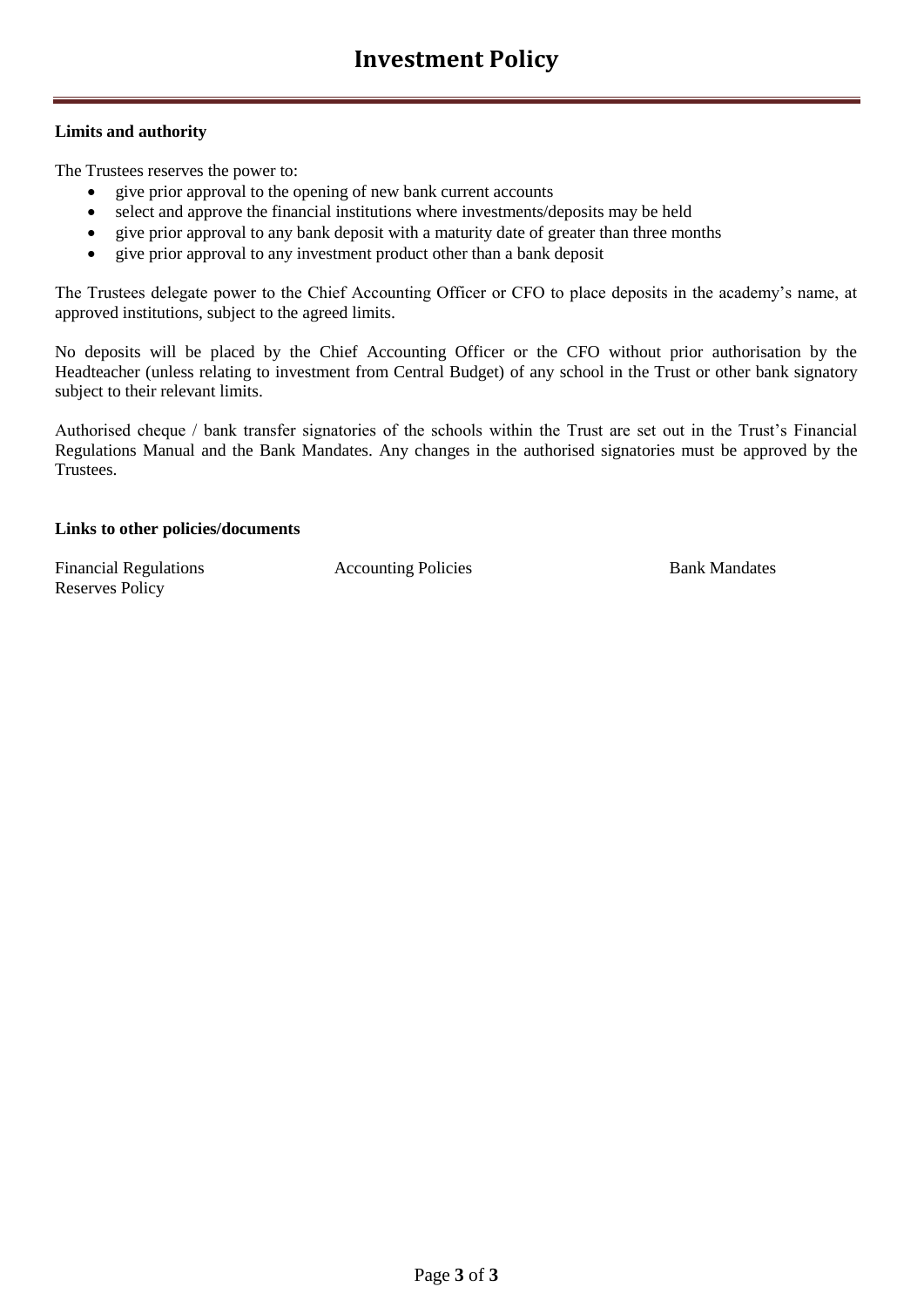**Limits and authority**

The Trustees reserves the power to:

- give prior approval to the opening of new bank current accounts
- select and approve the financial institutions where investments/deposits may be held
- give prior approval to any bank deposit with a maturity date of greater than three months
- give prior approval to any investment product other than a bank deposit

The Trustees delegate power to the Chief Accounting Officer or CFO to place deposits in the academy's name, at approved institutions, subject to the agreed limits.

No deposits will be placed by the Chief Accounting Officer or the CFO without prior authorisation by the Headteacher (unless relating to investment from Central Budget) of any school in the Trust or other bank signatory subject to their relevant limits.

Authorised cheque / bank transfer signatories of the schools within the Trust are set out in the Trust's Financial Regulations Manual and the Bank Mandates. Any changes in the authorised signatories must be approved by the Trustees.

**Links to other policies/documents**

Financial Regulations

Accounting Policies

Bank Mandates

Reserves Policy